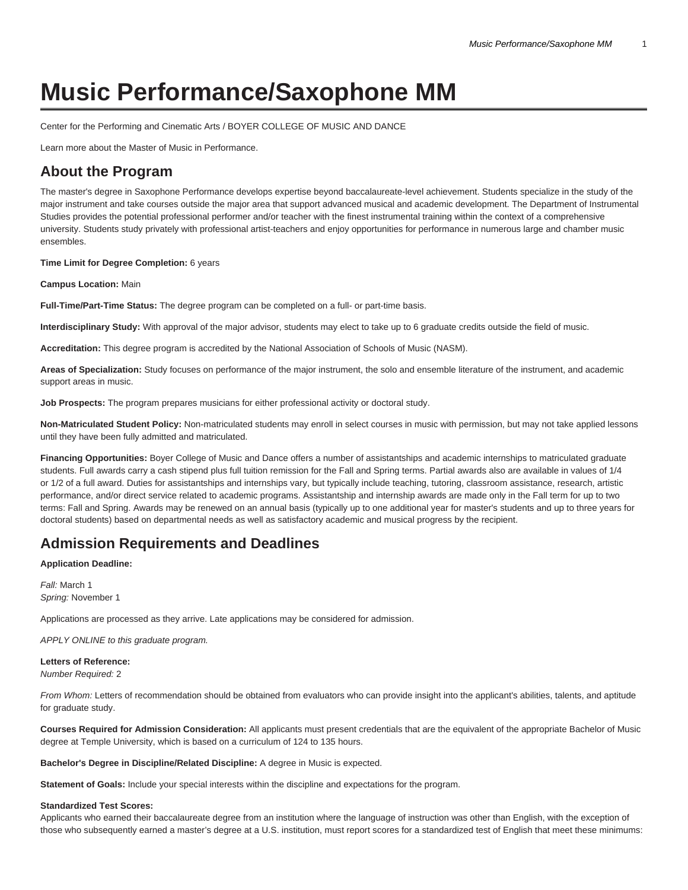# Music Performance/Saxophone MM

Center for the Performing and Cinematic Arts / BOYER COLLEGE OF MUSIC AND DANCE

Learn more about the Master of Music in Performance.

## About the Program

The master's degree in Saxophone Performance develops expertise beyond baccalaureate-level achievement. Students specialize in the study of the major instrument and take courses outside the major area that support advanced musical and academic development. The Department of Instrumental Studies provides the potential professional performer and/or teacher with the finest instrumental training within the context of a comprehensive university. Students study privately with professional artist-teachers and enjoy opportunities for performance in numerous large and chamber music ensembles.

**Time Limit for Degree Completion:** 6 years

**Campus Location:** Main

**Full-Time/Part-Time Status:** The degree program can be completed on a full- or part-time basis.

**Interdisciplinary Study:** With approval of the major advisor, students may elect to take up to 6 graduate credits outside the field of music.

**Accreditation:** This degree program is accredited by the National Association of Schools of Music (NASM).

**Areas of Specialization:** Study focuses on performance of the major instrument, the solo and ensemble literature of the instrument, and academic support areas in music.

**Job Prospects:** The program prepares musicians for either professional activity or doctoral study.

**Non-Matriculated Student Policy:** Non-matriculated students may enroll in select courses in music with permission, but may not take applied lessons until they have been fully admitted and matriculated.

**Financing Opportunities:** Boyer College of Music and Dance offers a number of assistantships and academic internships to matriculated graduate students. Full awards carry a cash stipend plus full tuition remission for the Fall and Spring terms. Partial awards also are available in values of 1/4 or 1/2 of a full award. Duties for assistantships and internships vary, but typically include teaching, tutoring, classroom assistance, research, artistic performance, and/or direct service related to academic programs. Assistantship and internship awards are made only in the Fall term for up to two terms: Fall and Spring. Awards may be renewed on an annual basis (typically up to one additional year for master's students and up to three years for doctoral students) based on departmental needs as well as satisfactory academic and musical progress by the recipient.

## Admission Requirements and Deadlines

**Application Deadline:**

*Fall:* March 1
*Spring:* November 1

Applications are processed as they arrive. Late applications may be considered for admission.

*APPLY ONLINE to this graduate program.*

**Letters of Reference:**
*Number Required:* 2

*From Whom:* Letters of recommendation should be obtained from evaluators who can provide insight into the applicant's abilities, talents, and aptitude for graduate study.

**Courses Required for Admission Consideration:** All applicants must present credentials that are the equivalent of the appropriate Bachelor of Music degree at Temple University, which is based on a curriculum of 124 to 135 hours.

**Bachelor's Degree in Discipline/Related Discipline:** A degree in Music is expected.

**Statement of Goals:** Include your special interests within the discipline and expectations for the program.

**Standardized Test Scores:**
Applicants who earned their baccalaureate degree from an institution where the language of instruction was other than English, with the exception of those who subsequently earned a master's degree at a U.S. institution, must report scores for a standardized test of English that meet these minimums: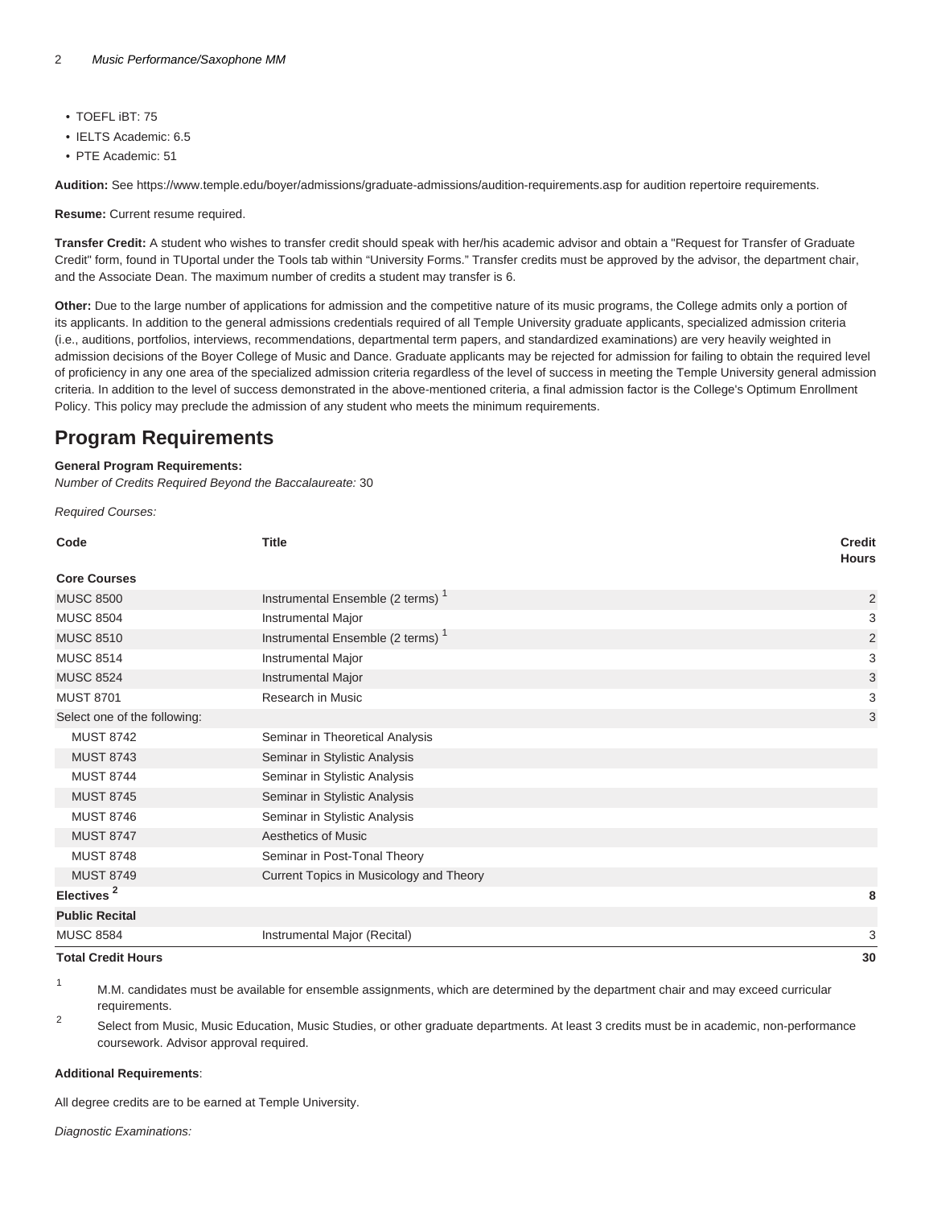- TOEFL iBT: 75
- IELTS Academic: 6.5
- PTE Academic: 51

**Audition:** See https://www.temple.edu/boyer/admissions/graduate-admissions/audition-requirements.asp for audition repertoire requirements.

**Resume:** Current resume required.

**Transfer Credit:** A student who wishes to transfer credit should speak with her/his academic advisor and obtain a "Request for Transfer of Graduate Credit" form, found in TUportal under the Tools tab within "University Forms." Transfer credits must be approved by the advisor, the department chair, and the Associate Dean. The maximum number of credits a student may transfer is 6.

**Other:** Due to the large number of applications for admission and the competitive nature of its music programs, the College admits only a portion of its applicants. In addition to the general admissions credentials required of all Temple University graduate applicants, specialized admission criteria (i.e., auditions, portfolios, interviews, recommendations, departmental term papers, and standardized examinations) are very heavily weighted in admission decisions of the Boyer College of Music and Dance. Graduate applicants may be rejected for admission for failing to obtain the required level of proficiency in any one area of the specialized admission criteria regardless of the level of success in meeting the Temple University general admission criteria. In addition to the level of success demonstrated in the above-mentioned criteria, a final admission factor is the College's Optimum Enrollment Policy. This policy may preclude the admission of any student who meets the minimum requirements.

## Program Requirements

**General Program Requirements:**
*Number of Credits Required Beyond the Baccalaureate:* 30

*Required Courses:*

| Code | Title | Credit Hours |
|---|---|---|
| **Core Courses** | | |
| MUSC 8500 | Instrumental Ensemble (2 terms) [1] | 2 |
| MUSC 8504 | Instrumental Major | 3 |
| MUSC 8510 | Instrumental Ensemble (2 terms) [1] | 2 |
| MUSC 8514 | Instrumental Major | 3 |
| MUSC 8524 | Instrumental Major | 3 |
| MUST 8701 | Research in Music | 3 |
| Select one of the following: | | 3 |
| MUST 8742 | Seminar in Theoretical Analysis | |
| MUST 8743 | Seminar in Stylistic Analysis | |
| MUST 8744 | Seminar in Stylistic Analysis | |
| MUST 8745 | Seminar in Stylistic Analysis | |
| MUST 8746 | Seminar in Stylistic Analysis | |
| MUST 8747 | Aesthetics of Music | |
| MUST 8748 | Seminar in Post-Tonal Theory | |
| MUST 8749 | Current Topics in Musicology and Theory | |
| **Electives [2]** | | **8** |
| **Public Recital** | | |
| MUSC 8584 | Instrumental Major (Recital) | 3 |
| **Total Credit Hours** | | **30** |

1. M.M. candidates must be available for ensemble assignments, which are determined by the department chair and may exceed curricular requirements.
2. Select from Music, Music Education, Music Studies, or other graduate departments. At least 3 credits must be in academic, non-performance coursework. Advisor approval required.

**Additional Requirements**:

All degree credits are to be earned at Temple University.

*Diagnostic Examinations:*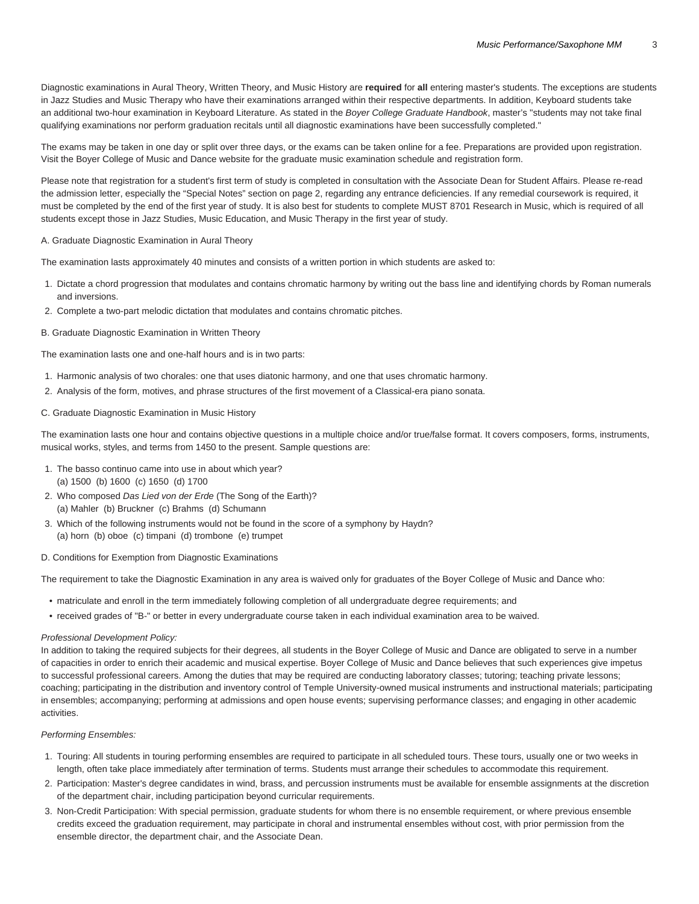Diagnostic examinations in Aural Theory, Written Theory, and Music History are **required** for **all** entering master's students. The exceptions are students in Jazz Studies and Music Therapy who have their examinations arranged within their respective departments. In addition, Keyboard students take an additional two-hour examination in Keyboard Literature. As stated in the *Boyer College Graduate Handbook*, master's "students may not take final qualifying examinations nor perform graduation recitals until all diagnostic examinations have been successfully completed."

The exams may be taken in one day or split over three days, or the exams can be taken online for a fee. Preparations are provided upon registration. Visit the Boyer College of Music and Dance website for the graduate music examination schedule and registration form.

Please note that registration for a student's first term of study is completed in consultation with the Associate Dean for Student Affairs. Please re-read the admission letter, especially the "Special Notes" section on page 2, regarding any entrance deficiencies. If any remedial coursework is required, it must be completed by the end of the first year of study. It is also best for students to complete MUST 8701 Research in Music, which is required of all students except those in Jazz Studies, Music Education, and Music Therapy in the first year of study.

A. Graduate Diagnostic Examination in Aural Theory

The examination lasts approximately 40 minutes and consists of a written portion in which students are asked to:

1. Dictate a chord progression that modulates and contains chromatic harmony by writing out the bass line and identifying chords by Roman numerals and inversions.
2. Complete a two-part melodic dictation that modulates and contains chromatic pitches.

B. Graduate Diagnostic Examination in Written Theory

The examination lasts one and one-half hours and is in two parts:

1. Harmonic analysis of two chorales: one that uses diatonic harmony, and one that uses chromatic harmony.
2. Analysis of the form, motives, and phrase structures of the first movement of a Classical-era piano sonata.

C. Graduate Diagnostic Examination in Music History

The examination lasts one hour and contains objective questions in a multiple choice and/or true/false format. It covers composers, forms, instruments, musical works, styles, and terms from 1450 to the present. Sample questions are:

1. The basso continuo came into use in about which year?
   (a) 1500 (b) 1600 (c) 1650 (d) 1700
2. Who composed *Das Lied von der Erde* (The Song of the Earth)?
   (a) Mahler (b) Bruckner (c) Brahms (d) Schumann
3. Which of the following instruments would not be found in the score of a symphony by Haydn?
   (a) horn (b) oboe (c) timpani (d) trombone (e) trumpet

D. Conditions for Exemption from Diagnostic Examinations

The requirement to take the Diagnostic Examination in any area is waived only for graduates of the Boyer College of Music and Dance who:

- matriculate and enroll in the term immediately following completion of all undergraduate degree requirements; and
- received grades of "B-" or better in every undergraduate course taken in each individual examination area to be waived.

*Professional Development Policy:*
In addition to taking the required subjects for their degrees, all students in the Boyer College of Music and Dance are obligated to serve in a number of capacities in order to enrich their academic and musical expertise. Boyer College of Music and Dance believes that such experiences give impetus to successful professional careers. Among the duties that may be required are conducting laboratory classes; tutoring; teaching private lessons; coaching; participating in the distribution and inventory control of Temple University-owned musical instruments and instructional materials; participating in ensembles; accompanying; performing at admissions and open house events; supervising performance classes; and engaging in other academic activities.

*Performing Ensembles:*

1. Touring: All students in touring performing ensembles are required to participate in all scheduled tours. These tours, usually one or two weeks in length, often take place immediately after termination of terms. Students must arrange their schedules to accommodate this requirement.
2. Participation: Master's degree candidates in wind, brass, and percussion instruments must be available for ensemble assignments at the discretion of the department chair, including participation beyond curricular requirements.
3. Non-Credit Participation: With special permission, graduate students for whom there is no ensemble requirement, or where previous ensemble credits exceed the graduation requirement, may participate in choral and instrumental ensembles without cost, with prior permission from the ensemble director, the department chair, and the Associate Dean.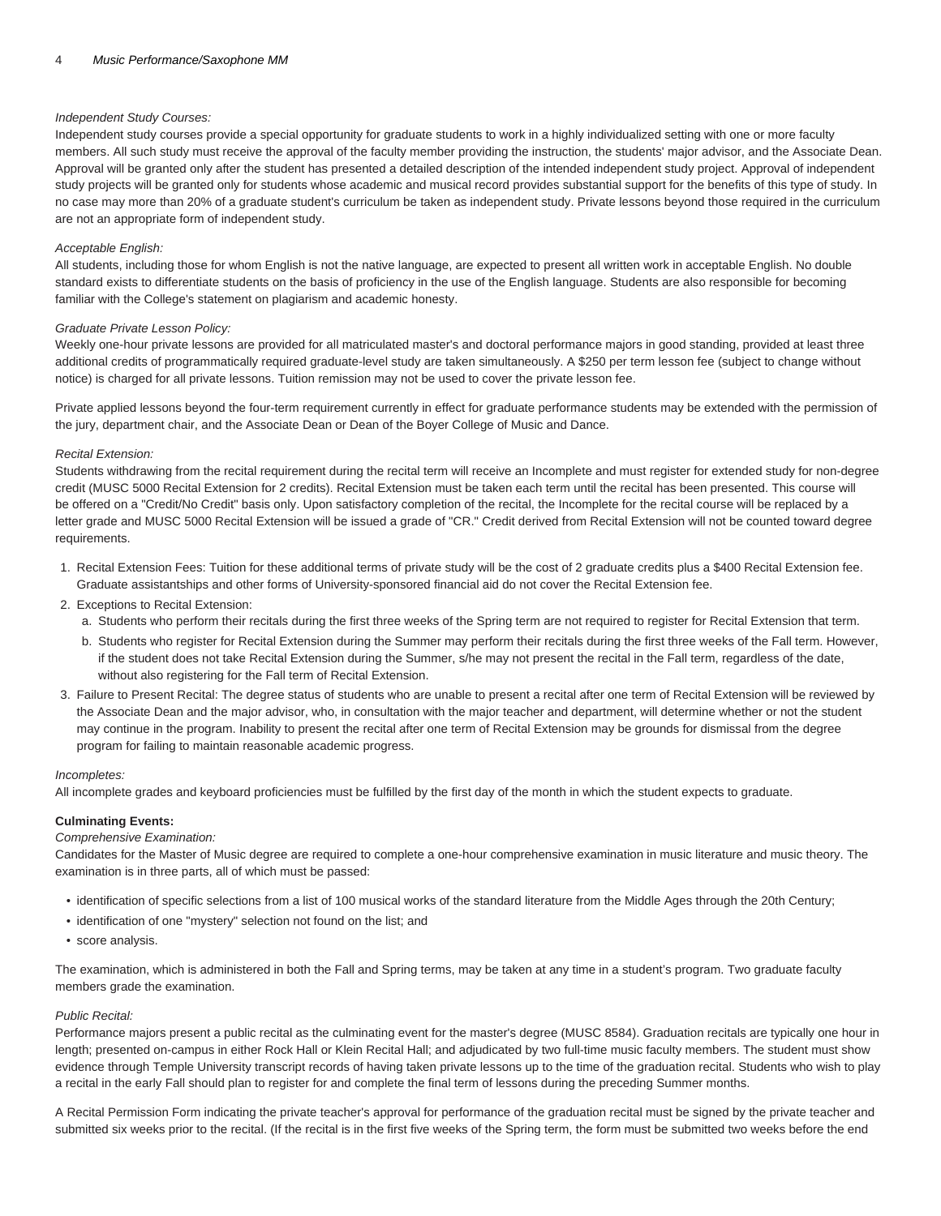*Independent Study Courses:*

Independent study courses provide a special opportunity for graduate students to work in a highly individualized setting with one or more faculty members. All such study must receive the approval of the faculty member providing the instruction, the students' major advisor, and the Associate Dean. Approval will be granted only after the student has presented a detailed description of the intended independent study project. Approval of independent study projects will be granted only for students whose academic and musical record provides substantial support for the benefits of this type of study. In no case may more than 20% of a graduate student's curriculum be taken as independent study. Private lessons beyond those required in the curriculum are not an appropriate form of independent study.

*Acceptable English:*

All students, including those for whom English is not the native language, are expected to present all written work in acceptable English. No double standard exists to differentiate students on the basis of proficiency in the use of the English language. Students are also responsible for becoming familiar with the College's statement on plagiarism and academic honesty.

*Graduate Private Lesson Policy:*

Weekly one-hour private lessons are provided for all matriculated master's and doctoral performance majors in good standing, provided at least three additional credits of programmatically required graduate-level study are taken simultaneously. A $250 per term lesson fee (subject to change without notice) is charged for all private lessons. Tuition remission may not be used to cover the private lesson fee.

Private applied lessons beyond the four-term requirement currently in effect for graduate performance students may be extended with the permission of the jury, department chair, and the Associate Dean or Dean of the Boyer College of Music and Dance.

*Recital Extension:*

Students withdrawing from the recital requirement during the recital term will receive an Incomplete and must register for extended study for non-degree credit (MUSC 5000 Recital Extension for 2 credits). Recital Extension must be taken each term until the recital has been presented. This course will be offered on a "Credit/No Credit" basis only. Upon satisfactory completion of the recital, the Incomplete for the recital course will be replaced by a letter grade and MUSC 5000 Recital Extension will be issued a grade of "CR." Credit derived from Recital Extension will not be counted toward degree requirements.

1. Recital Extension Fees: Tuition for these additional terms of private study will be the cost of 2 graduate credits plus a $400 Recital Extension fee. Graduate assistantships and other forms of University-sponsored financial aid do not cover the Recital Extension fee.
2. Exceptions to Recital Extension:
   a. Students who perform their recitals during the first three weeks of the Spring term are not required to register for Recital Extension that term.
   b. Students who register for Recital Extension during the Summer may perform their recitals during the first three weeks of the Fall term. However, if the student does not take Recital Extension during the Summer, s/he may not present the recital in the Fall term, regardless of the date, without also registering for the Fall term of Recital Extension.
3. Failure to Present Recital: The degree status of students who are unable to present a recital after one term of Recital Extension will be reviewed by the Associate Dean and the major advisor, who, in consultation with the major teacher and department, will determine whether or not the student may continue in the program. Inability to present the recital after one term of Recital Extension may be grounds for dismissal from the degree program for failing to maintain reasonable academic progress.

*Incompletes:*

All incomplete grades and keyboard proficiencies must be fulfilled by the first day of the month in which the student expects to graduate.

**Culminating Events:**

*Comprehensive Examination:*

Candidates for the Master of Music degree are required to complete a one-hour comprehensive examination in music literature and music theory. The examination is in three parts, all of which must be passed:

- identification of specific selections from a list of 100 musical works of the standard literature from the Middle Ages through the 20th Century;
- identification of one "mystery" selection not found on the list; and
- score analysis.

The examination, which is administered in both the Fall and Spring terms, may be taken at any time in a student's program. Two graduate faculty members grade the examination.

*Public Recital:*

Performance majors present a public recital as the culminating event for the master's degree (MUSC 8584). Graduation recitals are typically one hour in length; presented on-campus in either Rock Hall or Klein Recital Hall; and adjudicated by two full-time music faculty members. The student must show evidence through Temple University transcript records of having taken private lessons up to the time of the graduation recital. Students who wish to play a recital in the early Fall should plan to register for and complete the final term of lessons during the preceding Summer months.

A Recital Permission Form indicating the private teacher's approval for performance of the graduation recital must be signed by the private teacher and submitted six weeks prior to the recital. (If the recital is in the first five weeks of the Spring term, the form must be submitted two weeks before the end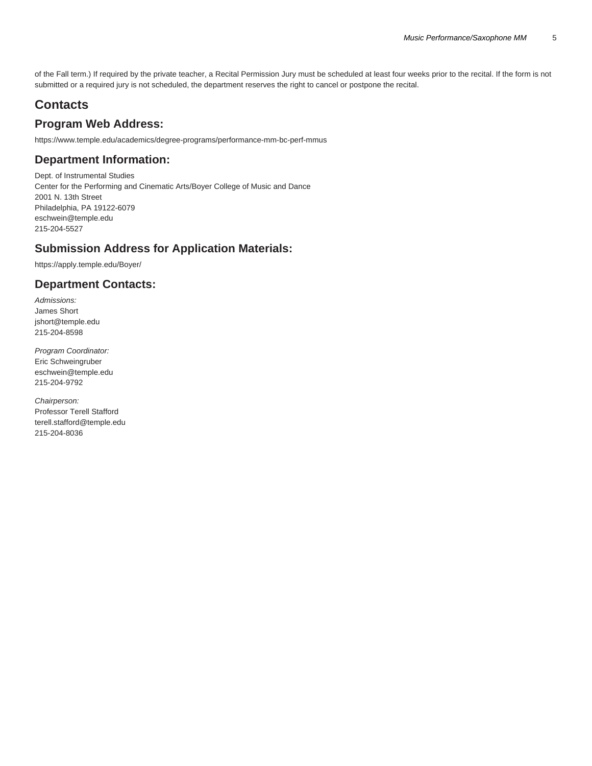of the Fall term.) If required by the private teacher, a Recital Permission Jury must be scheduled at least four weeks prior to the recital. If the form is not submitted or a required jury is not scheduled, the department reserves the right to cancel or postpone the recital.

# Contacts

## Program Web Address:

https://www.temple.edu/academics/degree-programs/performance-mm-bc-perf-mmus

## Department Information:

Dept. of Instrumental Studies
Center for the Performing and Cinematic Arts/Boyer College of Music and Dance
2001 N. 13th Street
Philadelphia, PA 19122-6079
eschwein@temple.edu
215-204-5527

## Submission Address for Application Materials:

https://apply.temple.edu/Boyer/

## Department Contacts:

*Admissions:*
James Short
jshort@temple.edu
215-204-8598

*Program Coordinator:*
Eric Schweingruber
eschwein@temple.edu
215-204-9792

*Chairperson:*
Professor Terell Stafford
terell.stafford@temple.edu
215-204-8036